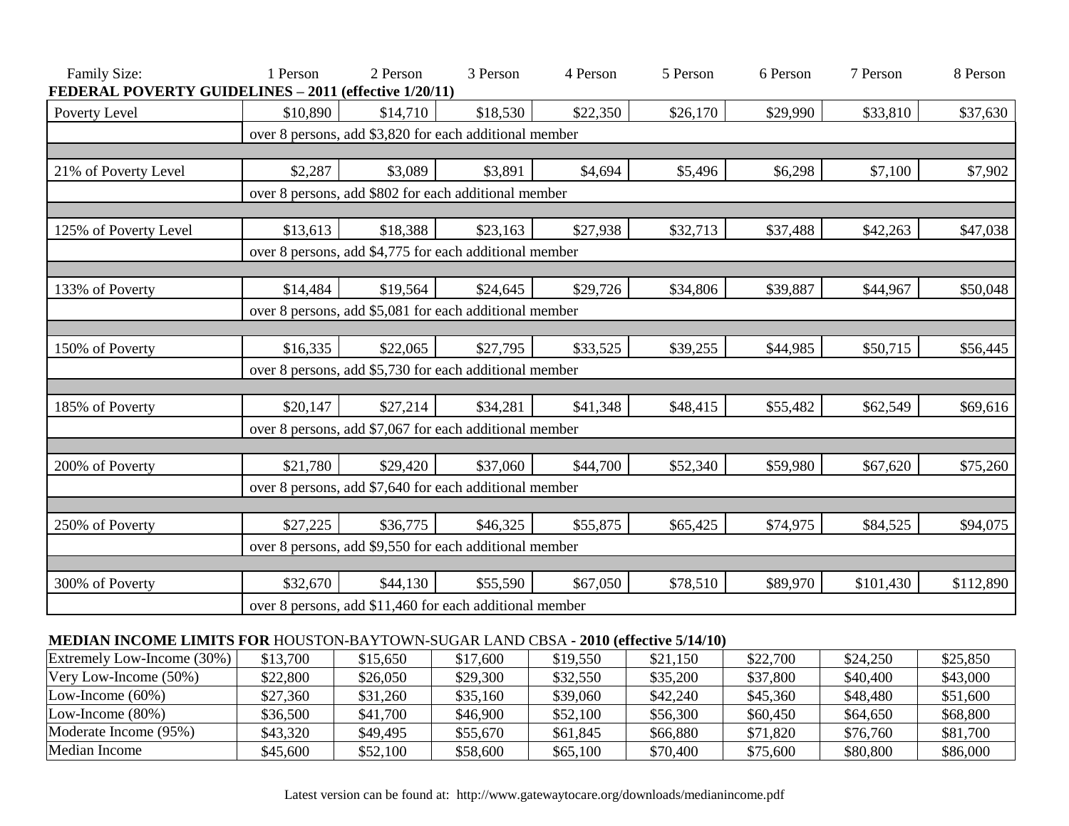**FEDERAL POVERTY GUIDELINES – 2011 (effective 1/20/11)**

| Family Size: | 1 Person | 2 Person | 3 Person | 4 Person | 5 Person | 6 Person | 7 Person | 8 Person |
|---|---|---|---|---|---|---|---|---|
| Poverty Level | $10,890 | $14,710 | $18,530 | $22,350 | $26,170 | $29,990 | $33,810 | $37,630 |
| | over 8 persons, add $3,820 for each additional member | | | | | | | |
| 21% of Poverty Level | $2,287 | $3,089 | $3,891 | $4,694 | $5,496 | $6,298 | $7,100 | $7,902 |
| | over 8 persons, add $802 for each additional member | | | | | | | |
| 125% of Poverty Level | $13,613 | $18,388 | $23,163 | $27,938 | $32,713 | $37,488 | $42,263 | $47,038 |
| | over 8 persons, add $4,775 for each additional member | | | | | | | |
| 133% of Poverty | $14,484 | $19,564 | $24,645 | $29,726 | $34,806 | $39,887 | $44,967 | $50,048 |
| | over 8 persons, add $5,081 for each additional member | | | | | | | |
| 150% of Poverty | $16,335 | $22,065 | $27,795 | $33,525 | $39,255 | $44,985 | $50,715 | $56,445 |
| | over 8 persons, add $5,730 for each additional member | | | | | | | |
| 185% of Poverty | $20,147 | $27,214 | $34,281 | $41,348 | $48,415 | $55,482 | $62,549 | $69,616 |
| | over 8 persons, add $7,067 for each additional member | | | | | | | |
| 200% of Poverty | $21,780 | $29,420 | $37,060 | $44,700 | $52,340 | $59,980 | $67,620 | $75,260 |
| | over 8 persons, add $7,640 for each additional member | | | | | | | |
| 250% of Poverty | $27,225 | $36,775 | $46,325 | $55,875 | $65,425 | $74,975 | $84,525 | $94,075 |
| | over 8 persons, add $9,550 for each additional member | | | | | | | |
| 300% of Poverty | $32,670 | $44,130 | $55,590 | $67,050 | $78,510 | $89,970 | $101,430 | $112,890 |
| | over 8 persons, add $11,460 for each additional member | | | | | | | |

**MEDIAN INCOME LIMITS FOR** HOUSTON-BAYTOWN-SUGAR LAND CBSA **- 2010 (effective 5/14/10)**

| | 1 Person | 2 Person | 3 Person | 4 Person | 5 Person | 6 Person | 7 Person | 8 Person |
|---|---|---|---|---|---|---|---|---|
| Extremely Low-Income (30%) | $13,700 | $15,650 | $17,600 | $19,550 | $21,150 | $22,700 | $24,250 | $25,850 |
| Very Low-Income (50%) | $22,800 | $26,050 | $29,300 | $32,550 | $35,200 | $37,800 | $40,400 | $43,000 |
| Low-Income (60%) | $27,360 | $31,260 | $35,160 | $39,060 | $42,240 | $45,360 | $48,480 | $51,600 |
| Low-Income (80%) | $36,500 | $41,700 | $46,900 | $52,100 | $56,300 | $60,450 | $64,650 | $68,800 |
| Moderate Income (95%) | $43,320 | $49,495 | $55,670 | $61,845 | $66,880 | $71,820 | $76,760 | $81,700 |
| Median Income | $45,600 | $52,100 | $58,600 | $65,100 | $70,400 | $75,600 | $80,800 | $86,000 |

Latest version can be found at: http://www.gatewaytocare.org/downloads/medianincome.pdf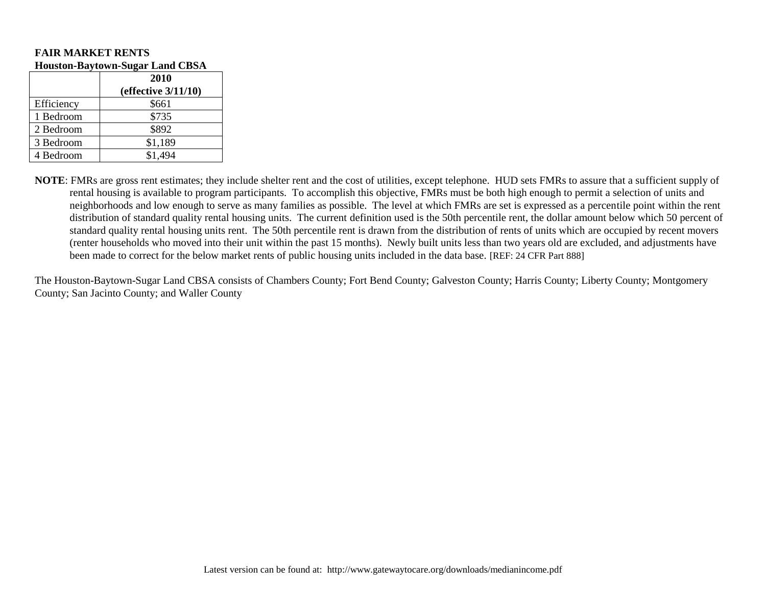**FAIR MARKET RENTS**
**Houston-Baytown-Sugar Land CBSA**

| | 2010 (effective 3/11/10) |
|---|---|
| Efficiency | $661 |
| 1 Bedroom | $735 |
| 2 Bedroom | $892 |
| 3 Bedroom | $1,189 |
| 4 Bedroom | $1,494 |

**NOTE**: FMRs are gross rent estimates; they include shelter rent and the cost of utilities, except telephone. HUD sets FMRs to assure that a sufficient supply of rental housing is available to program participants. To accomplish this objective, FMRs must be both high enough to permit a selection of units and neighborhoods and low enough to serve as many families as possible. The level at which FMRs are set is expressed as a percentile point within the rent distribution of standard quality rental housing units. The current definition used is the 50th percentile rent, the dollar amount below which 50 percent of standard quality rental housing units rent. The 50th percentile rent is drawn from the distribution of rents of units which are occupied by recent movers (renter households who moved into their unit within the past 15 months). Newly built units less than two years old are excluded, and adjustments have been made to correct for the below market rents of public housing units included in the data base. [REF: 24 CFR Part 888]

The Houston-Baytown-Sugar Land CBSA consists of Chambers County; Fort Bend County; Galveston County; Harris County; Liberty County; Montgomery County; San Jacinto County; and Waller County

Latest version can be found at: http://www.gatewaytocare.org/downloads/medianincome.pdf